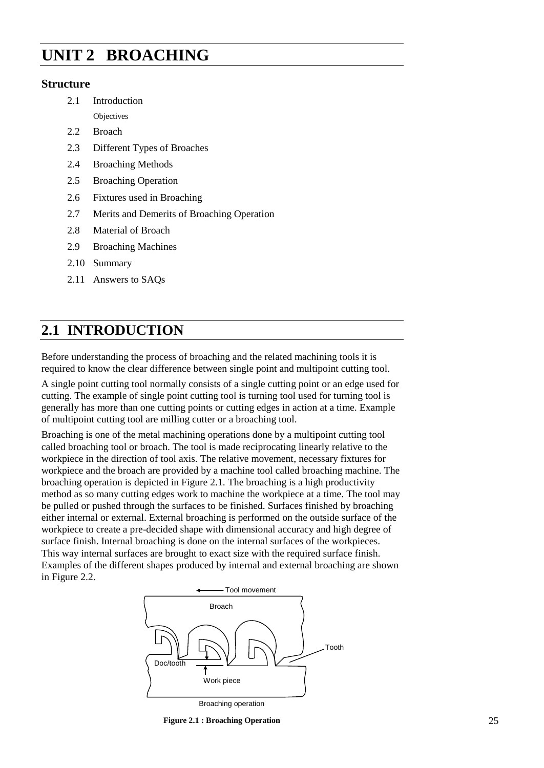# UNIT 2 BROACHING

### Structure

2.1 Introduction

Objectives

2.2 Broach

2.3 Different Types of Broaches

2.4 Broaching Methods

2.5 Broaching Operation

2.6 Fixtures used in Broaching

2.7 Merits and Demerits of Broaching Operation

2.8 Material of Broach

2.9 Broaching Machines

2.10 Summary

2.11 Answers to SAQs

## 2.1 INTRODUCTION

Before understanding the process of broaching and the related machining tools it is required to know the clear difference between single point and multipoint cutting tool.

A single point cutting tool normally consists of a single cutting point or an edge used for cutting. The example of single point cutting tool is turning tool used for turning tool is generally has more than one cutting points or cutting edges in action at a time. Example of multipoint cutting tool are milling cutter or a broaching tool.

Broaching is one of the metal machining operations done by a multipoint cutting tool called broaching tool or broach. The tool is made reciprocating linearly relative to the workpiece in the direction of tool axis. The relative movement, necessary fixtures for workpiece and the broach are provided by a machine tool called broaching machine. The broaching operation is depicted in Figure 2.1. The broaching is a high productivity method as so many cutting edges work to machine the workpiece at a time. The tool may be pulled or pushed through the surfaces to be finished. Surfaces finished by broaching either internal or external. External broaching is performed on the outside surface of the workpiece to create a pre-decided shape with dimensional accuracy and high degree of surface finish. Internal broaching is done on the internal surfaces of the workpieces. This way internal surfaces are brought to exact size with the required surface finish. Examples of the different shapes produced by internal and external broaching are shown in Figure 2.2.

Tool movement

Broach

Tooth

Doc/tooth

Work piece

Broaching operation

**Figure 2.1 : Broaching Operation**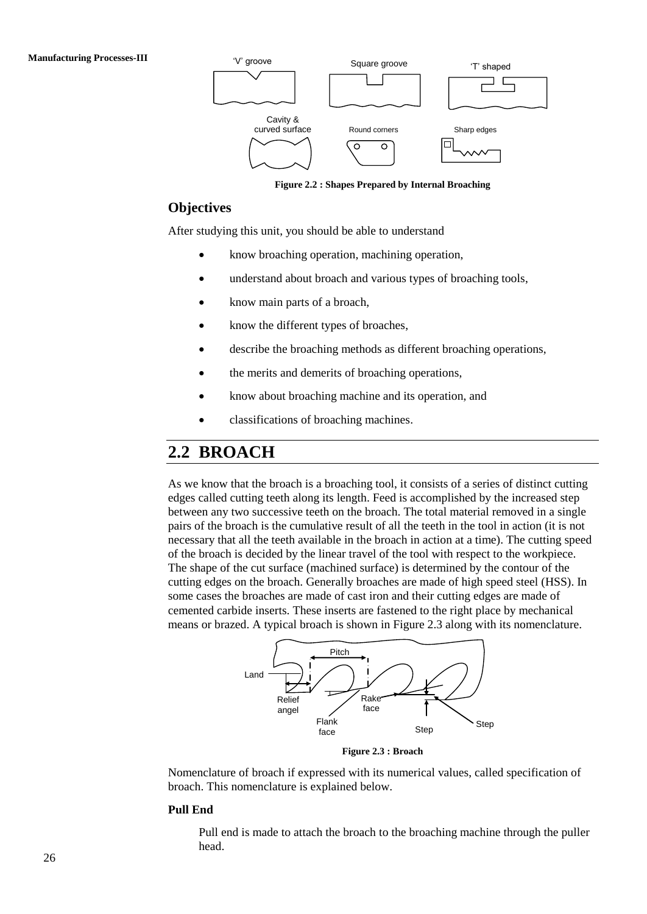Figure 2.2 : Shapes Prepared by Internal Broaching

## Objectives

After studying this unit, you should be able to understand

- know broaching operation, machining operation,
- understand about broach and various types of broaching tools,
- know main parts of a broach,
- know the different types of broaches,
- describe the broaching methods as different broaching operations,
- the merits and demerits of broaching operations,
- know about broaching machine and its operation, and
- classifications of broaching machines.

## 2.2 BROACH

As we know that the broach is a broaching tool, it consists of a series of distinct cutting edges called cutting teeth along its length. Feed is accomplished by the increased step between any two successive teeth on the broach. The total material removed in a single pairs of the broach is the cumulative result of all the teeth in the tool in action (it is not necessary that all the teeth available in the broach in action at a time). The cutting speed of the broach is decided by the linear travel of the tool with respect to the workpiece. The shape of the cut surface (machined surface) is determined by the contour of the cutting edges on the broach. Generally broaches are made of high speed steel (HSS). In some cases the broaches are made of cast iron and their cutting edges are made of cemented carbide inserts. These inserts are fastened to the right place by mechanical means or brazed. A typical broach is shown in Figure 2.3 along with its nomenclature.

Figure 2.3 : Broach

Nomenclature of broach if expressed with its numerical values, called specification of broach. This nomenclature is explained below.

**Pull End**

Pull end is made to attach the broach to the broaching machine through the puller head.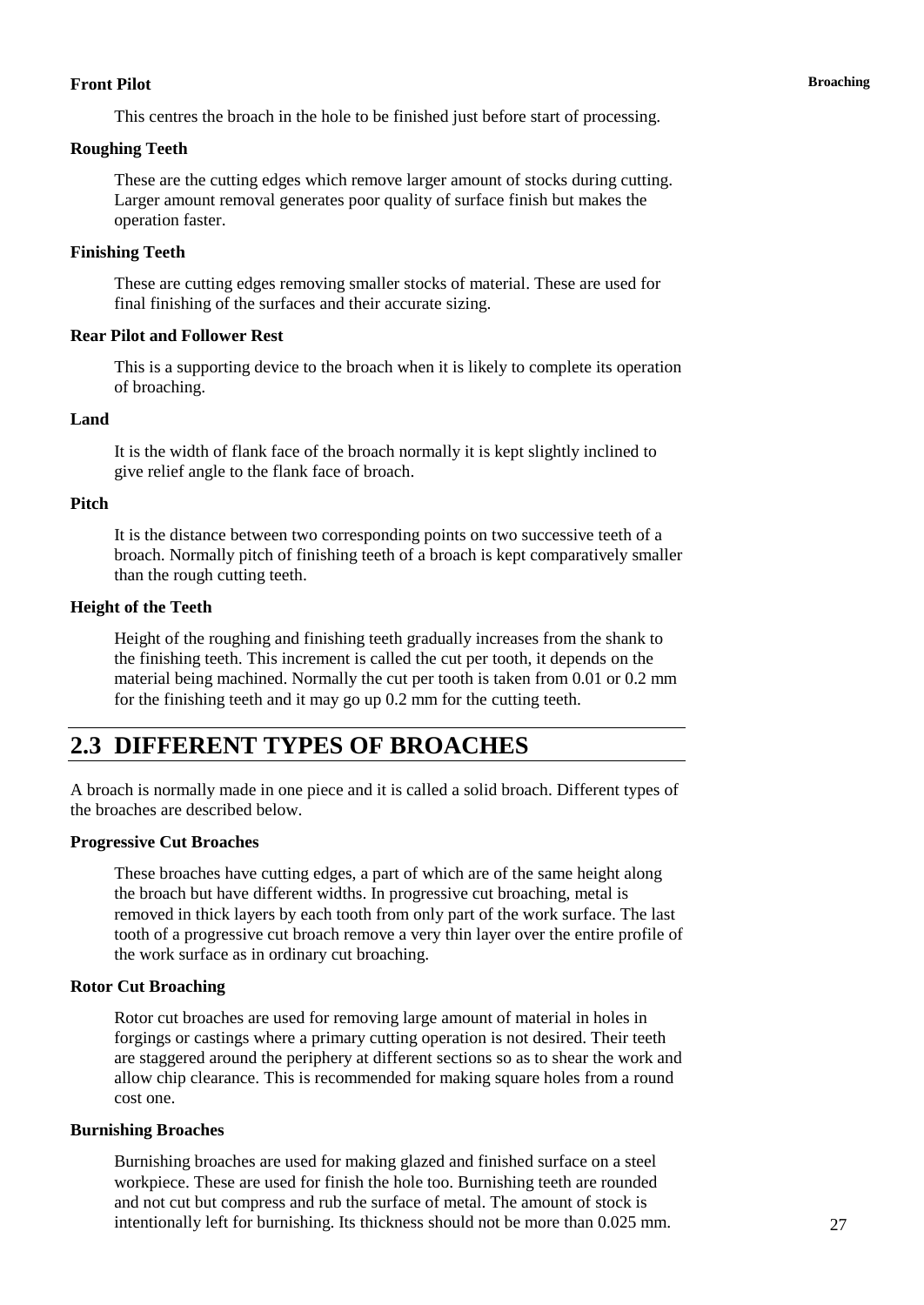**Front Pilot**

This centres the broach in the hole to be finished just before start of processing.

**Roughing Teeth**

These are the cutting edges which remove larger amount of stocks during cutting. Larger amount removal generates poor quality of surface finish but makes the operation faster.

**Finishing Teeth**

These are cutting edges removing smaller stocks of material. These are used for final finishing of the surfaces and their accurate sizing.

**Rear Pilot and Follower Rest**

This is a supporting device to the broach when it is likely to complete its operation of broaching.

**Land**

It is the width of flank face of the broach normally it is kept slightly inclined to give relief angle to the flank face of broach.

**Pitch**

It is the distance between two corresponding points on two successive teeth of a broach. Normally pitch of finishing teeth of a broach is kept comparatively smaller than the rough cutting teeth.

**Height of the Teeth**

Height of the roughing and finishing teeth gradually increases from the shank to the finishing teeth. This increment is called the cut per tooth, it depends on the material being machined. Normally the cut per tooth is taken from 0.01 or 0.2 mm for the finishing teeth and it may go up 0.2 mm for the cutting teeth.

## 2.3 DIFFERENT TYPES OF BROACHES

A broach is normally made in one piece and it is called a solid broach. Different types of the broaches are described below.

**Progressive Cut Broaches**

These broaches have cutting edges, a part of which are of the same height along the broach but have different widths. In progressive cut broaching, metal is removed in thick layers by each tooth from only part of the work surface. The last tooth of a progressive cut broach remove a very thin layer over the entire profile of the work surface as in ordinary cut broaching.

**Rotor Cut Broaching**

Rotor cut broaches are used for removing large amount of material in holes in forgings or castings where a primary cutting operation is not desired. Their teeth are staggered around the periphery at different sections so as to shear the work and allow chip clearance. This is recommended for making square holes from a round cost one.

**Burnishing Broaches**

Burnishing broaches are used for making glazed and finished surface on a steel workpiece. These are used for finish the hole too. Burnishing teeth are rounded and not cut but compress and rub the surface of metal. The amount of stock is intentionally left for burnishing. Its thickness should not be more than 0.025 mm.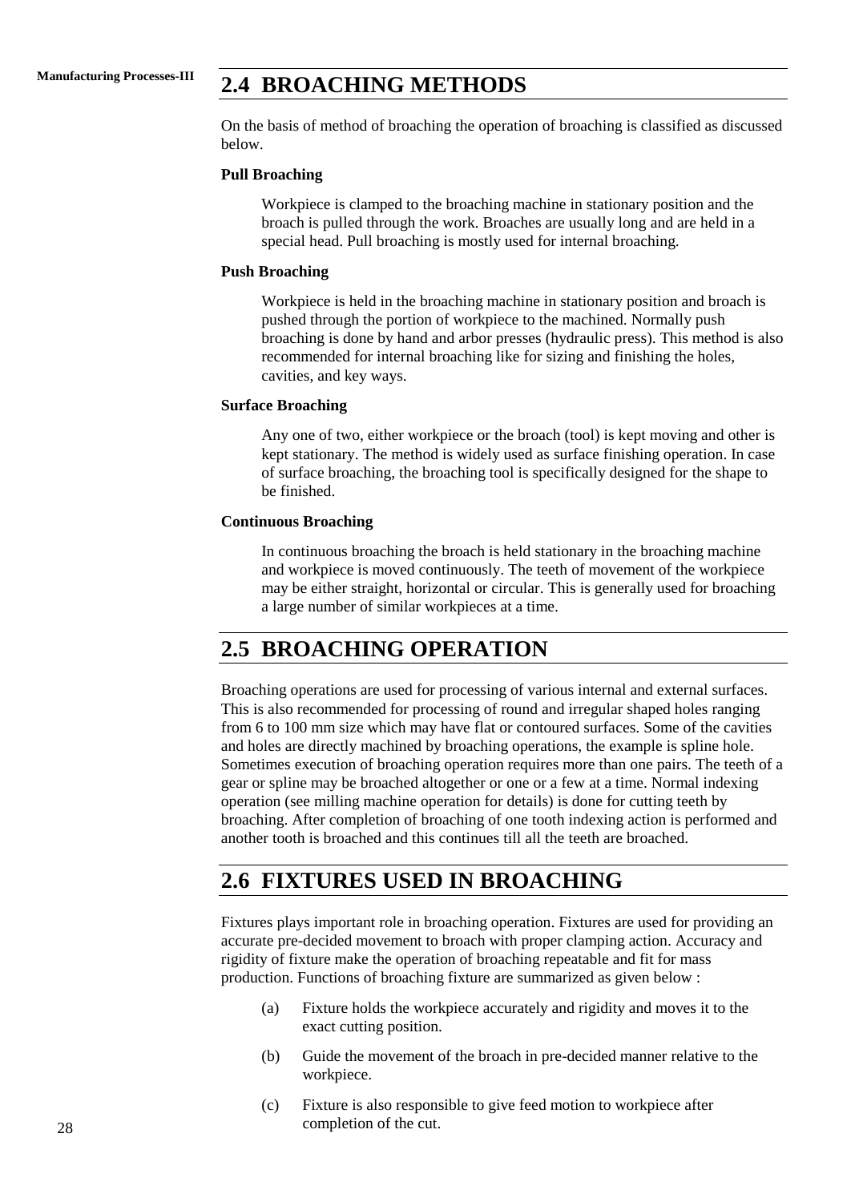## 2.4 BROACHING METHODS

On the basis of method of broaching the operation of broaching is classified as discussed below.

**Pull Broaching**

Workpiece is clamped to the broaching machine in stationary position and the broach is pulled through the work. Broaches are usually long and are held in a special head. Pull broaching is mostly used for internal broaching.

**Push Broaching**

Workpiece is held in the broaching machine in stationary position and broach is pushed through the portion of workpiece to the machined. Normally push broaching is done by hand and arbor presses (hydraulic press). This method is also recommended for internal broaching like for sizing and finishing the holes, cavities, and key ways.

**Surface Broaching**

Any one of two, either workpiece or the broach (tool) is kept moving and other is kept stationary. The method is widely used as surface finishing operation. In case of surface broaching, the broaching tool is specifically designed for the shape to be finished.

**Continuous Broaching**

In continuous broaching the broach is held stationary in the broaching machine and workpiece is moved continuously. The teeth of movement of the workpiece may be either straight, horizontal or circular. This is generally used for broaching a large number of similar workpieces at a time.

## 2.5 BROACHING OPERATION

Broaching operations are used for processing of various internal and external surfaces. This is also recommended for processing of round and irregular shaped holes ranging from 6 to 100 mm size which may have flat or contoured surfaces. Some of the cavities and holes are directly machined by broaching operations, the example is spline hole. Sometimes execution of broaching operation requires more than one pairs. The teeth of a gear or spline may be broached altogether or one or a few at a time. Normal indexing operation (see milling machine operation for details) is done for cutting teeth by broaching. After completion of broaching of one tooth indexing action is performed and another tooth is broached and this continues till all the teeth are broached.

## 2.6 FIXTURES USED IN BROACHING

Fixtures plays important role in broaching operation. Fixtures are used for providing an accurate pre-decided movement to broach with proper clamping action. Accuracy and rigidity of fixture make the operation of broaching repeatable and fit for mass production. Functions of broaching fixture are summarized as given below :

(a) Fixture holds the workpiece accurately and rigidity and moves it to the exact cutting position.

(b) Guide the movement of the broach in pre-decided manner relative to the workpiece.

(c) Fixture is also responsible to give feed motion to workpiece after completion of the cut.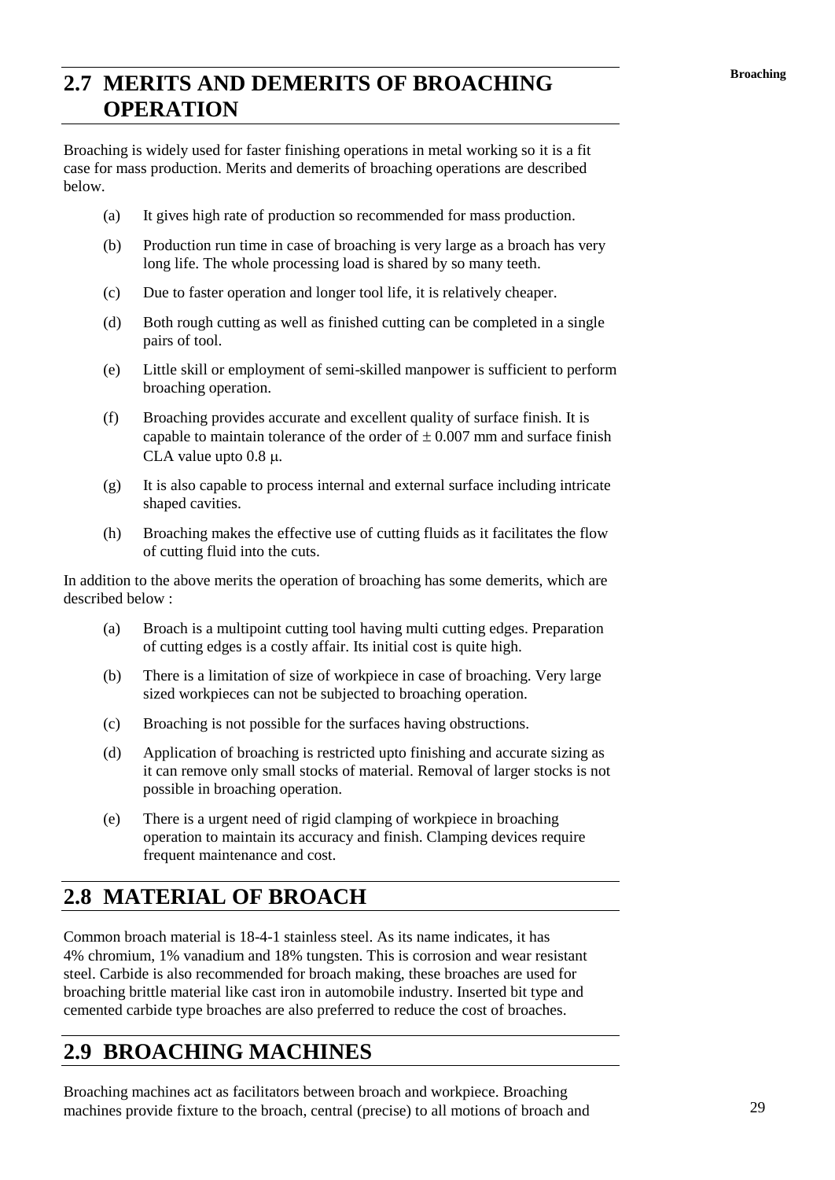## 2.7 MERITS AND DEMERITS OF BROACHING OPERATION

Broaching is widely used for faster finishing operations in metal working so it is a fit case for mass production. Merits and demerits of broaching operations are described below.

(a) It gives high rate of production so recommended for mass production.

(b) Production run time in case of broaching is very large as a broach has very long life. The whole processing load is shared by so many teeth.

(c) Due to faster operation and longer tool life, it is relatively cheaper.

(d) Both rough cutting as well as finished cutting can be completed in a single pairs of tool.

(e) Little skill or employment of semi-skilled manpower is sufficient to perform broaching operation.

(f) Broaching provides accurate and excellent quality of surface finish. It is capable to maintain tolerance of the order of $\pm$ 0.007 mm and surface finish CLA value upto 0.8 $\mu$.

(g) It is also capable to process internal and external surface including intricate shaped cavities.

(h) Broaching makes the effective use of cutting fluids as it facilitates the flow of cutting fluid into the cuts.

In addition to the above merits the operation of broaching has some demerits, which are described below :

(a) Broach is a multipoint cutting tool having multi cutting edges. Preparation of cutting edges is a costly affair. Its initial cost is quite high.

(b) There is a limitation of size of workpiece in case of broaching. Very large sized workpieces can not be subjected to broaching operation.

(c) Broaching is not possible for the surfaces having obstructions.

(d) Application of broaching is restricted upto finishing and accurate sizing as it can remove only small stocks of material. Removal of larger stocks is not possible in broaching operation.

(e) There is a urgent need of rigid clamping of workpiece in broaching operation to maintain its accuracy and finish. Clamping devices require frequent maintenance and cost.

## 2.8 MATERIAL OF BROACH

Common broach material is 18-4-1 stainless steel. As its name indicates, it has 4% chromium, 1% vanadium and 18% tungsten. This is corrosion and wear resistant steel. Carbide is also recommended for broach making, these broaches are used for broaching brittle material like cast iron in automobile industry. Inserted bit type and cemented carbide type broaches are also preferred to reduce the cost of broaches.

## 2.9 BROACHING MACHINES

Broaching machines act as facilitators between broach and workpiece. Broaching machines provide fixture to the broach, central (precise) to all motions of broach and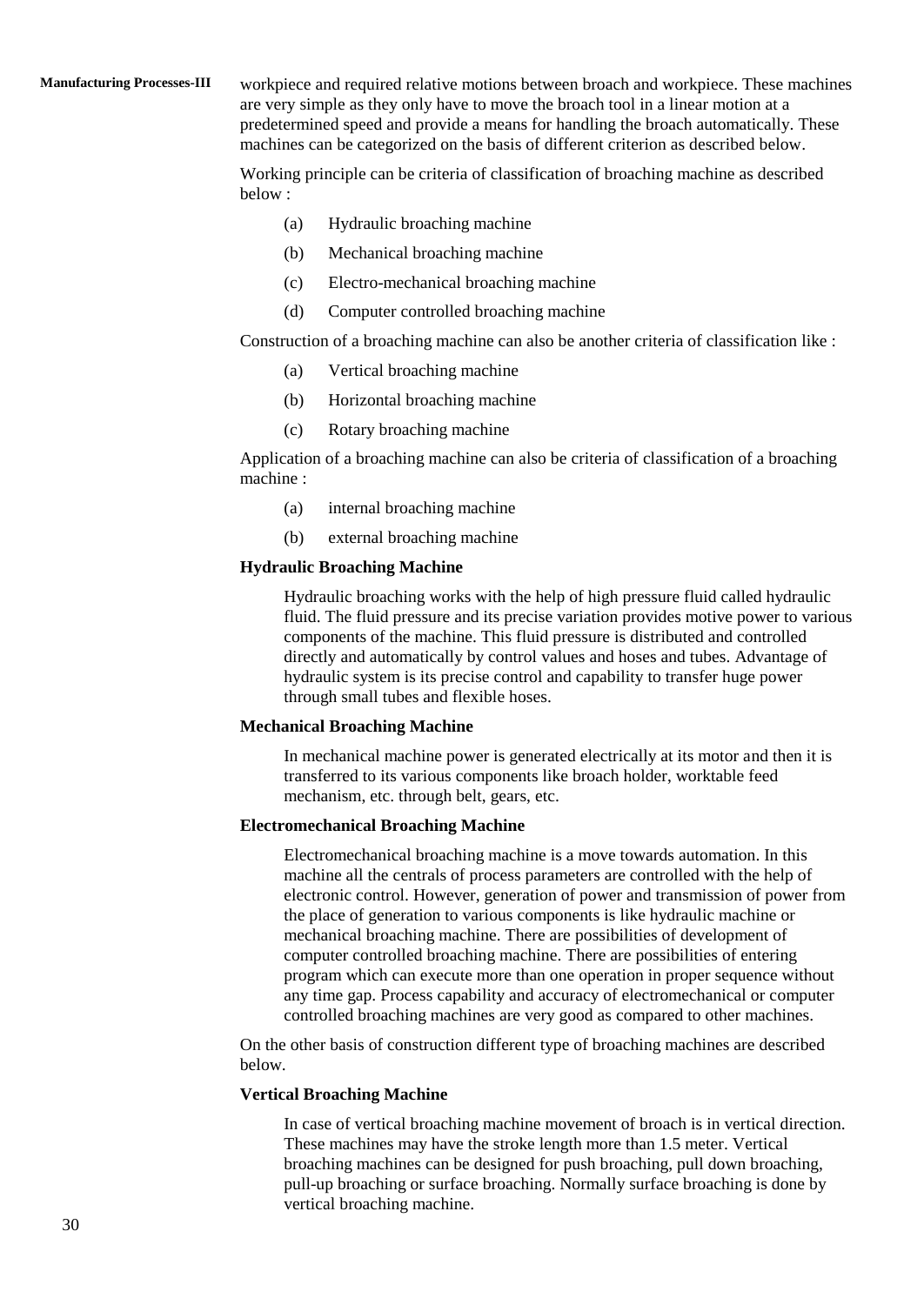workpiece and required relative motions between broach and workpiece. These machines are very simple as they only have to move the broach tool in a linear motion at a predetermined speed and provide a means for handling the broach automatically. These machines can be categorized on the basis of different criterion as described below.

Working principle can be criteria of classification of broaching machine as described below :

(a) Hydraulic broaching machine

(b) Mechanical broaching machine

(c) Electro-mechanical broaching machine

(d) Computer controlled broaching machine

Construction of a broaching machine can also be another criteria of classification like :

(a) Vertical broaching machine

(b) Horizontal broaching machine

(c) Rotary broaching machine

Application of a broaching machine can also be criteria of classification of a broaching machine :

(a) internal broaching machine

(b) external broaching machine

**Hydraulic Broaching Machine**

Hydraulic broaching works with the help of high pressure fluid called hydraulic fluid. The fluid pressure and its precise variation provides motive power to various components of the machine. This fluid pressure is distributed and controlled directly and automatically by control values and hoses and tubes. Advantage of hydraulic system is its precise control and capability to transfer huge power through small tubes and flexible hoses.

**Mechanical Broaching Machine**

In mechanical machine power is generated electrically at its motor and then it is transferred to its various components like broach holder, worktable feed mechanism, etc. through belt, gears, etc.

**Electromechanical Broaching Machine**

Electromechanical broaching machine is a move towards automation. In this machine all the centrals of process parameters are controlled with the help of electronic control. However, generation of power and transmission of power from the place of generation to various components is like hydraulic machine or mechanical broaching machine. There are possibilities of development of computer controlled broaching machine. There are possibilities of entering program which can execute more than one operation in proper sequence without any time gap. Process capability and accuracy of electromechanical or computer controlled broaching machines are very good as compared to other machines.

On the other basis of construction different type of broaching machines are described below.

**Vertical Broaching Machine**

In case of vertical broaching machine movement of broach is in vertical direction. These machines may have the stroke length more than 1.5 meter. Vertical broaching machines can be designed for push broaching, pull down broaching, pull-up broaching or surface broaching. Normally surface broaching is done by vertical broaching machine.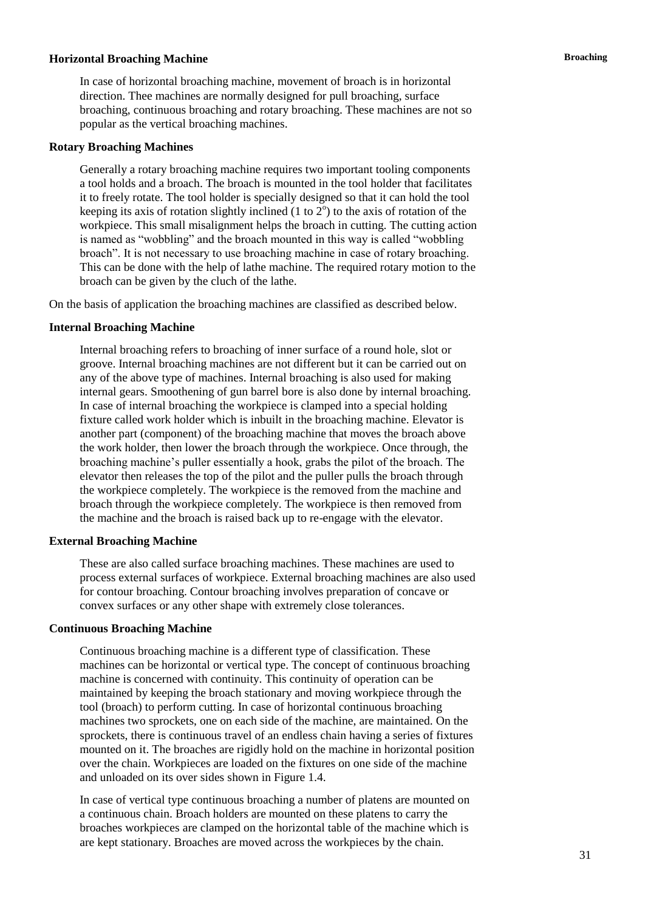### Horizontal Broaching Machine

In case of horizontal broaching machine, movement of broach is in horizontal direction. Thee machines are normally designed for pull broaching, surface broaching, continuous broaching and rotary broaching. These machines are not so popular as the vertical broaching machines.

### Rotary Broaching Machines

Generally a rotary broaching machine requires two important tooling components a tool holds and a broach. The broach is mounted in the tool holder that facilitates it to freely rotate. The tool holder is specially designed so that it can hold the tool keeping its axis of rotation slightly inclined (1 to $2^{o}$) to the axis of rotation of the workpiece. This small misalignment helps the broach in cutting. The cutting action is named as "wobbling" and the broach mounted in this way is called "wobbling broach". It is not necessary to use broaching machine in case of rotary broaching. This can be done with the help of lathe machine. The required rotary motion to the broach can be given by the cluch of the lathe.

On the basis of application the broaching machines are classified as described below.

### Internal Broaching Machine

Internal broaching refers to broaching of inner surface of a round hole, slot or groove. Internal broaching machines are not different but it can be carried out on any of the above type of machines. Internal broaching is also used for making internal gears. Smoothening of gun barrel bore is also done by internal broaching. In case of internal broaching the workpiece is clamped into a special holding fixture called work holder which is inbuilt in the broaching machine. Elevator is another part (component) of the broaching machine that moves the broach above the work holder, then lower the broach through the workpiece. Once through, the broaching machine's puller essentially a hook, grabs the pilot of the broach. The elevator then releases the top of the pilot and the puller pulls the broach through the workpiece completely. The workpiece is the removed from the machine and broach through the workpiece completely. The workpiece is then removed from the machine and the broach is raised back up to re-engage with the elevator.

### External Broaching Machine

These are also called surface broaching machines. These machines are used to process external surfaces of workpiece. External broaching machines are also used for contour broaching. Contour broaching involves preparation of concave or convex surfaces or any other shape with extremely close tolerances.

### Continuous Broaching Machine

Continuous broaching machine is a different type of classification. These machines can be horizontal or vertical type. The concept of continuous broaching machine is concerned with continuity. This continuity of operation can be maintained by keeping the broach stationary and moving workpiece through the tool (broach) to perform cutting. In case of horizontal continuous broaching machines two sprockets, one on each side of the machine, are maintained. On the sprockets, there is continuous travel of an endless chain having a series of fixtures mounted on it. The broaches are rigidly hold on the machine in horizontal position over the chain. Workpieces are loaded on the fixtures on one side of the machine and unloaded on its over sides shown in Figure 1.4.

In case of vertical type continuous broaching a number of platens are mounted on a continuous chain. Broach holders are mounted on these platens to carry the broaches workpieces are clamped on the horizontal table of the machine which is are kept stationary. Broaches are moved across the workpieces by the chain.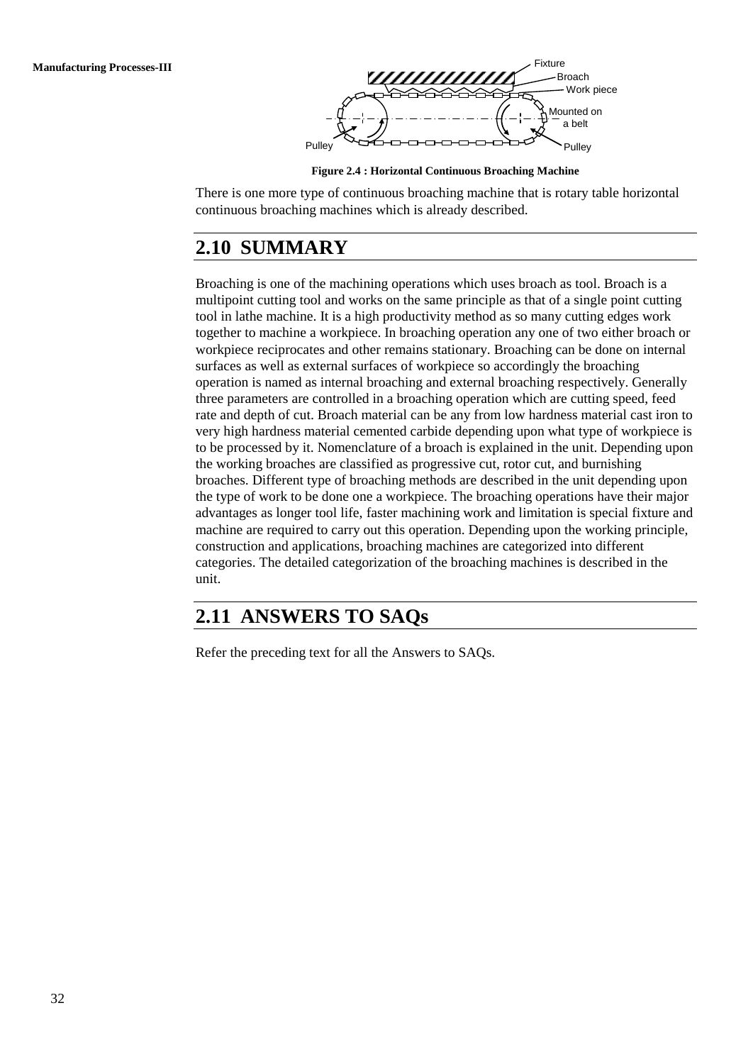Fixture

Broach

Work piece

Mounted on a belt

Pulley

Pulley

**Figure 2.4 : Horizontal Continuous Broaching Machine**

There is one more type of continuous broaching machine that is rotary table horizontal continuous broaching machines which is already described.

## 2.10 SUMMARY

Broaching is one of the machining operations which uses broach as tool. Broach is a multipoint cutting tool and works on the same principle as that of a single point cutting tool in lathe machine. It is a high productivity method as so many cutting edges work together to machine a workpiece. In broaching operation any one of two either broach or workpiece reciprocates and other remains stationary. Broaching can be done on internal surfaces as well as external surfaces of workpiece so accordingly the broaching operation is named as internal broaching and external broaching respectively. Generally three parameters are controlled in a broaching operation which are cutting speed, feed rate and depth of cut. Broach material can be any from low hardness material cast iron to very high hardness material cemented carbide depending upon what type of workpiece is to be processed by it. Nomenclature of a broach is explained in the unit. Depending upon the working broaches are classified as progressive cut, rotor cut, and burnishing broaches. Different type of broaching methods are described in the unit depending upon the type of work to be done one a workpiece. The broaching operations have their major advantages as longer tool life, faster machining work and limitation is special fixture and machine are required to carry out this operation. Depending upon the working principle, construction and applications, broaching machines are categorized into different categories. The detailed categorization of the broaching machines is described in the unit.

## 2.11 ANSWERS TO SAQs

Refer the preceding text for all the Answers to SAQs.